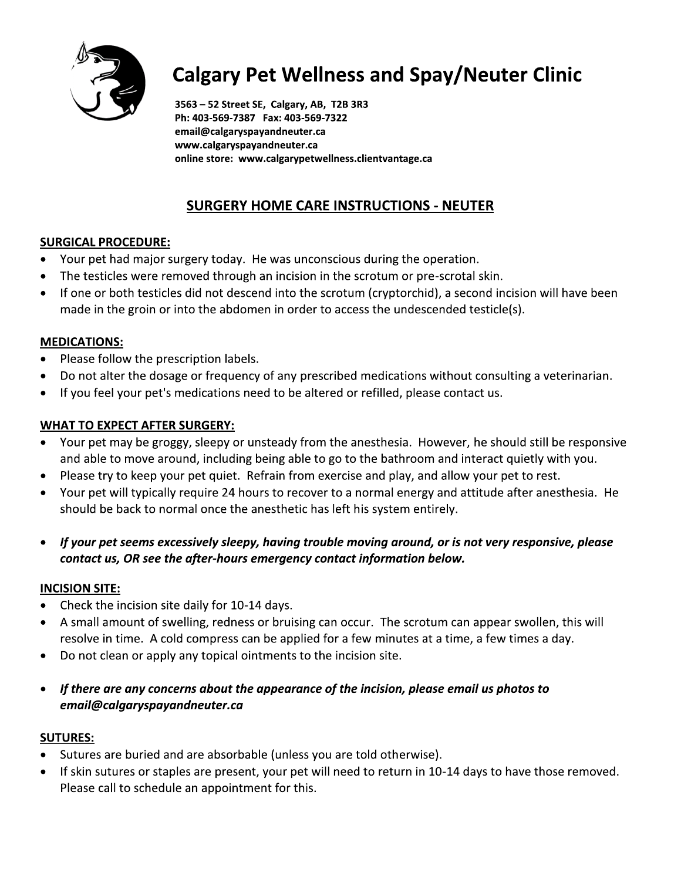# Calgary Pet Wellness and Spay/Neuter Clinic

**3563 – 52 Street SE, Calgary, AB, T2B 3R3**
**Ph: 403-569-7387 Fax: 403-569-7322**
**email@calgaryspayandneuter.ca**
**www.calgaryspayandneuter.ca**
**online store: www.calgarypetwellness.clientvantage.ca**

## SURGERY HOME CARE INSTRUCTIONS - NEUTER

### SURGICAL PROCEDURE:

- Your pet had major surgery today. He was unconscious during the operation.
- The testicles were removed through an incision in the scrotum or pre-scrotal skin.
- If one or both testicles did not descend into the scrotum (cryptorchid), a second incision will have been made in the groin or into the abdomen in order to access the undescended testicle(s).

### MEDICATIONS:

- Please follow the prescription labels.
- Do not alter the dosage or frequency of any prescribed medications without consulting a veterinarian.
- If you feel your pet's medications need to be altered or refilled, please contact us.

### WHAT TO EXPECT AFTER SURGERY:

- Your pet may be groggy, sleepy or unsteady from the anesthesia. However, he should still be responsive and able to move around, including being able to go to the bathroom and interact quietly with you.
- Please try to keep your pet quiet. Refrain from exercise and play, and allow your pet to rest.
- Your pet will typically require 24 hours to recover to a normal energy and attitude after anesthesia. He should be back to normal once the anesthetic has left his system entirely.
- ***If your pet seems excessively sleepy, having trouble moving around, or is not very responsive, please contact us, OR see the after-hours emergency contact information below.***

### INCISION SITE:

- Check the incision site daily for 10-14 days.
- A small amount of swelling, redness or bruising can occur. The scrotum can appear swollen, this will resolve in time. A cold compress can be applied for a few minutes at a time, a few times a day.
- Do not clean or apply any topical ointments to the incision site.
- ***If there are any concerns about the appearance of the incision, please email us photos to email@calgaryspayandneuter.ca***

### SUTURES:

- Sutures are buried and are absorbable (unless you are told otherwise).
- If skin sutures or staples are present, your pet will need to return in 10-14 days to have those removed. Please call to schedule an appointment for this.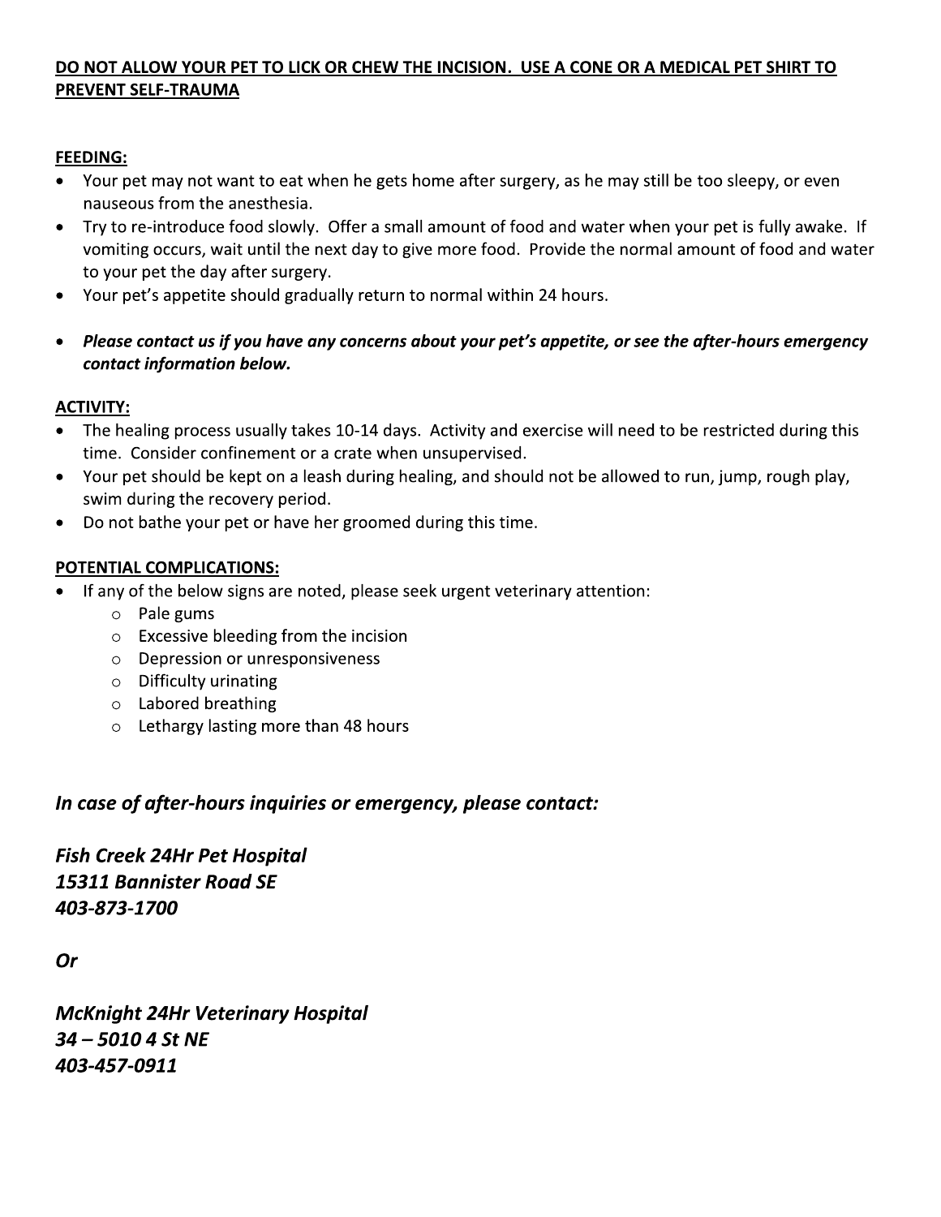**DO NOT ALLOW YOUR PET TO LICK OR CHEW THE INCISION. USE A CONE OR A MEDICAL PET SHIRT TO PREVENT SELF-TRAUMA**

**FEEDING:**

- Your pet may not want to eat when he gets home after surgery, as he may still be too sleepy, or even nauseous from the anesthesia.
- Try to re-introduce food slowly. Offer a small amount of food and water when your pet is fully awake. If vomiting occurs, wait until the next day to give more food. Provide the normal amount of food and water to your pet the day after surgery.
- Your pet's appetite should gradually return to normal within 24 hours.
- ***Please contact us if you have any concerns about your pet's appetite, or see the after-hours emergency contact information below.***

**ACTIVITY:**

- The healing process usually takes 10-14 days. Activity and exercise will need to be restricted during this time. Consider confinement or a crate when unsupervised.
- Your pet should be kept on a leash during healing, and should not be allowed to run, jump, rough play, swim during the recovery period.
- Do not bathe your pet or have her groomed during this time.

**POTENTIAL COMPLICATIONS:**

- If any of the below signs are noted, please seek urgent veterinary attention:
  - Pale gums
  - Excessive bleeding from the incision
  - Depression or unresponsiveness
  - Difficulty urinating
  - Labored breathing
  - Lethargy lasting more than 48 hours

### *In case of after-hours inquiries or emergency, please contact:*

***Fish Creek 24Hr Pet Hospital***
***15311 Bannister Road SE***
***403-873-1700***

***Or***

***McKnight 24Hr Veterinary Hospital***
***34 – 5010 4 St NE***
***403-457-0911***